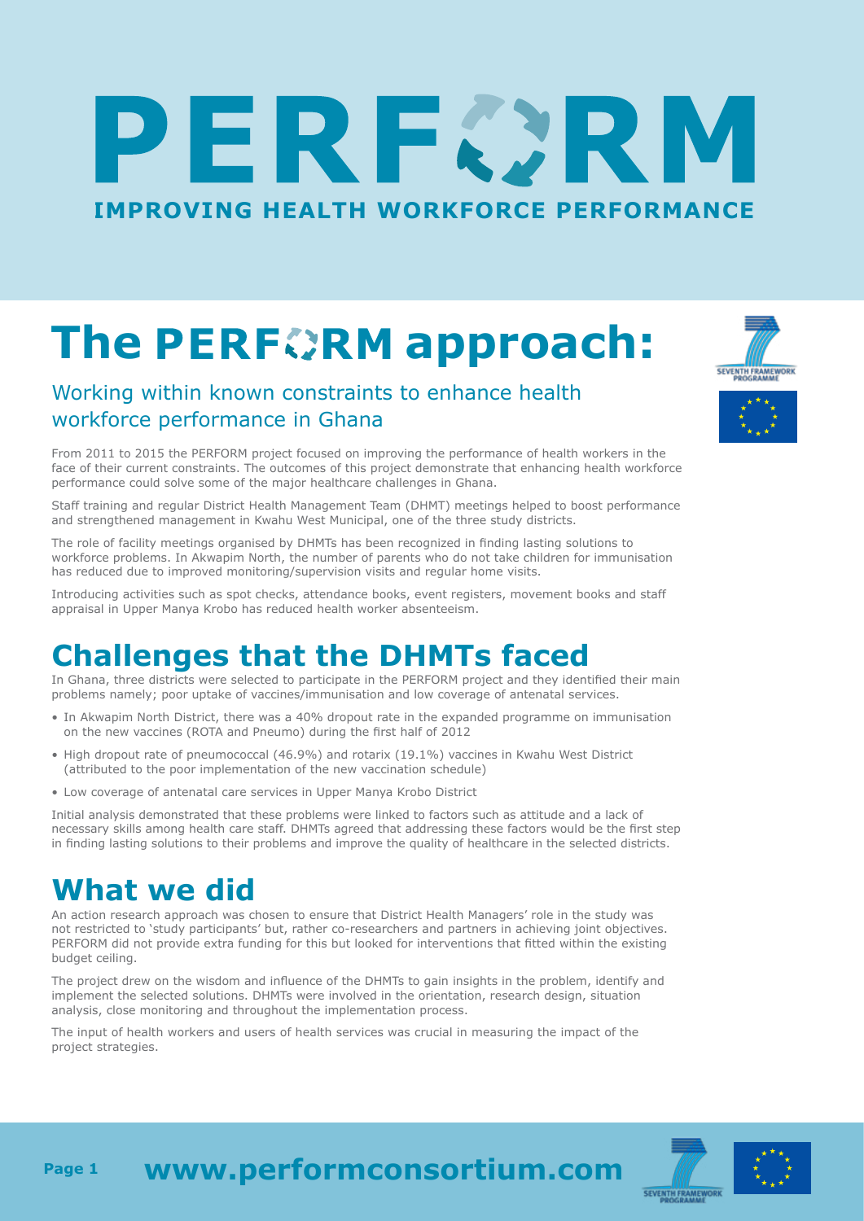# PERFORM

**IMPROVING HEALTH WORKFORCE PERFORMANCE**

# The PERFORM approach:

## Working within known constraints to enhance health workforce performance in Ghana

From 2011 to 2015 the PERFORM project focused on improving the performance of health workers in the face of their current constraints. The outcomes of this project demonstrate that enhancing health workforce performance could solve some of the major healthcare challenges in Ghana.

Staff training and regular District Health Management Team (DHMT) meetings helped to boost performance and strengthened management in Kwahu West Municipal, one of the three study districts.

The role of facility meetings organised by DHMTs has been recognized in finding lasting solutions to workforce problems. In Akwapim North, the number of parents who do not take children for immunisation has reduced due to improved monitoring/supervision visits and regular home visits.

Introducing activities such as spot checks, attendance books, event registers, movement books and staff appraisal in Upper Manya Krobo has reduced health worker absenteeism.

# Challenges that the DHMTs faced

In Ghana, three districts were selected to participate in the PERFORM project and they identified their main problems namely; poor uptake of vaccines/immunisation and low coverage of antenatal services.

- In Akwapim North District, there was a 40% dropout rate in the expanded programme on immunisation on the new vaccines (ROTA and Pneumo) during the first half of 2012
- High dropout rate of pneumococcal (46.9%) and rotarix (19.1%) vaccines in Kwahu West District (attributed to the poor implementation of the new vaccination schedule)
- Low coverage of antenatal care services in Upper Manya Krobo District

Initial analysis demonstrated that these problems were linked to factors such as attitude and a lack of necessary skills among health care staff. DHMTs agreed that addressing these factors would be the first step in finding lasting solutions to their problems and improve the quality of healthcare in the selected districts.

# What we did

An action research approach was chosen to ensure that District Health Managers' role in the study was not restricted to 'study participants' but, rather co-researchers and partners in achieving joint objectives. PERFORM did not provide extra funding for this but looked for interventions that fitted within the existing budget ceiling.

The project drew on the wisdom and influence of the DHMTs to gain insights in the problem, identify and implement the selected solutions. DHMTs were involved in the orientation, research design, situation analysis, close monitoring and throughout the implementation process.

The input of health workers and users of health services was crucial in measuring the impact of the project strategies.

**www.performconsortium.com**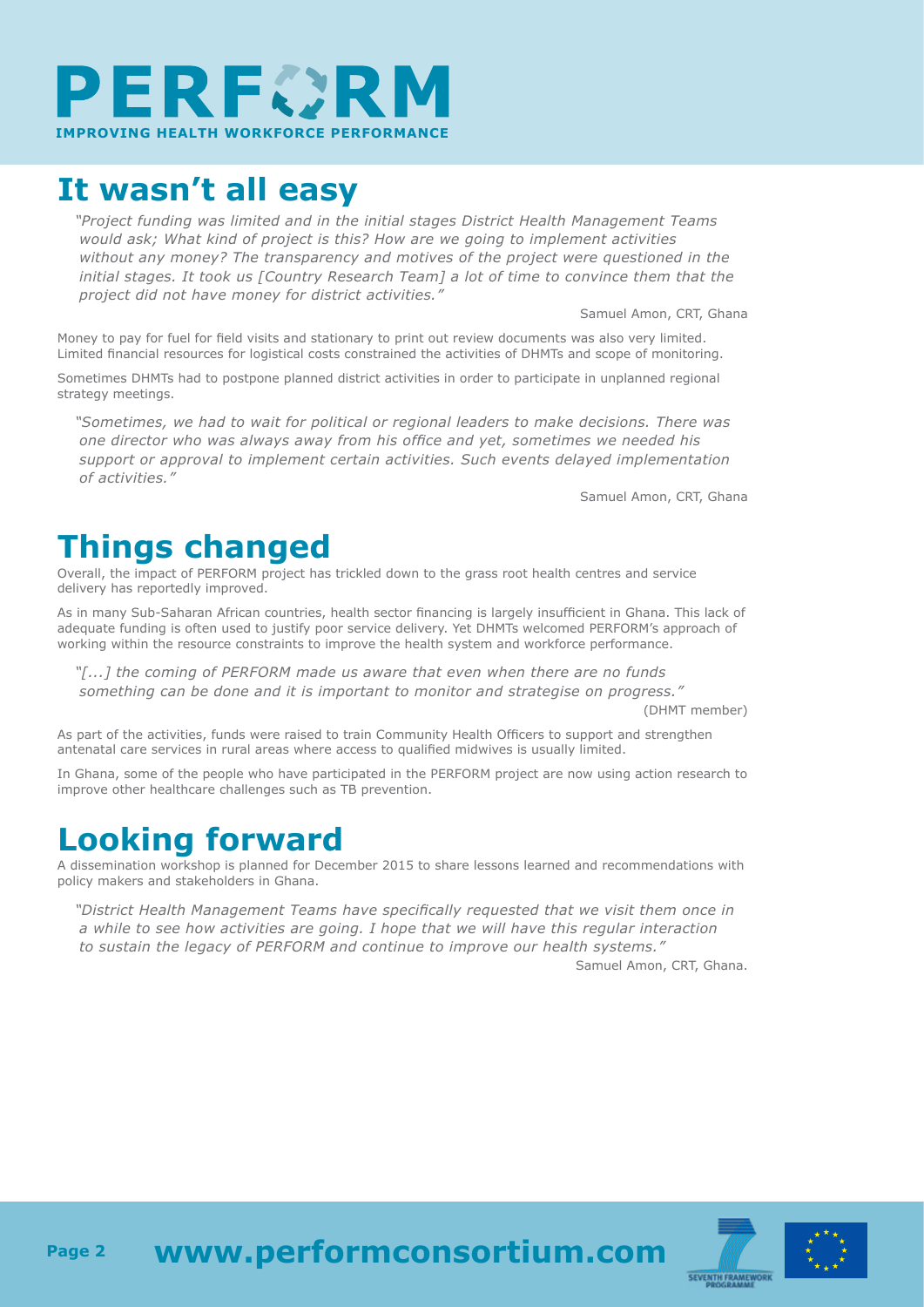## It wasn't all easy

> *"Project funding was limited and in the initial stages District Health Management Teams would ask; What kind of project is this? How are we going to implement activities without any money? The transparency and motives of the project were questioned in the initial stages. It took us [Country Research Team] a lot of time to convince them that the project did not have money for district activities."*
>
> Samuel Amon, CRT, Ghana

Money to pay for fuel for field visits and stationary to print out review documents was also very limited. Limited financial resources for logistical costs constrained the activities of DHMTs and scope of monitoring.

Sometimes DHMTs had to postpone planned district activities in order to participate in unplanned regional strategy meetings.

> *"Sometimes, we had to wait for political or regional leaders to make decisions. There was one director who was always away from his office and yet, sometimes we needed his support or approval to implement certain activities. Such events delayed implementation of activities."*
>
> Samuel Amon, CRT, Ghana

## Things changed

Overall, the impact of PERFORM project has trickled down to the grass root health centres and service delivery has reportedly improved.

As in many Sub-Saharan African countries, health sector financing is largely insufficient in Ghana. This lack of adequate funding is often used to justify poor service delivery. Yet DHMTs welcomed PERFORM's approach of working within the resource constraints to improve the health system and workforce performance.

> *"[...] the coming of PERFORM made us aware that even when there are no funds something can be done and it is important to monitor and strategise on progress."*
>
> (DHMT member)

As part of the activities, funds were raised to train Community Health Officers to support and strengthen antenatal care services in rural areas where access to qualified midwives is usually limited.

In Ghana, some of the people who have participated in the PERFORM project are now using action research to improve other healthcare challenges such as TB prevention.

## Looking forward

A dissemination workshop is planned for December 2015 to share lessons learned and recommendations with policy makers and stakeholders in Ghana.

> *"District Health Management Teams have specifically requested that we visit them once in a while to see how activities are going. I hope that we will have this regular interaction to sustain the legacy of PERFORM and continue to improve our health systems."*
>
> Samuel Amon, CRT, Ghana.